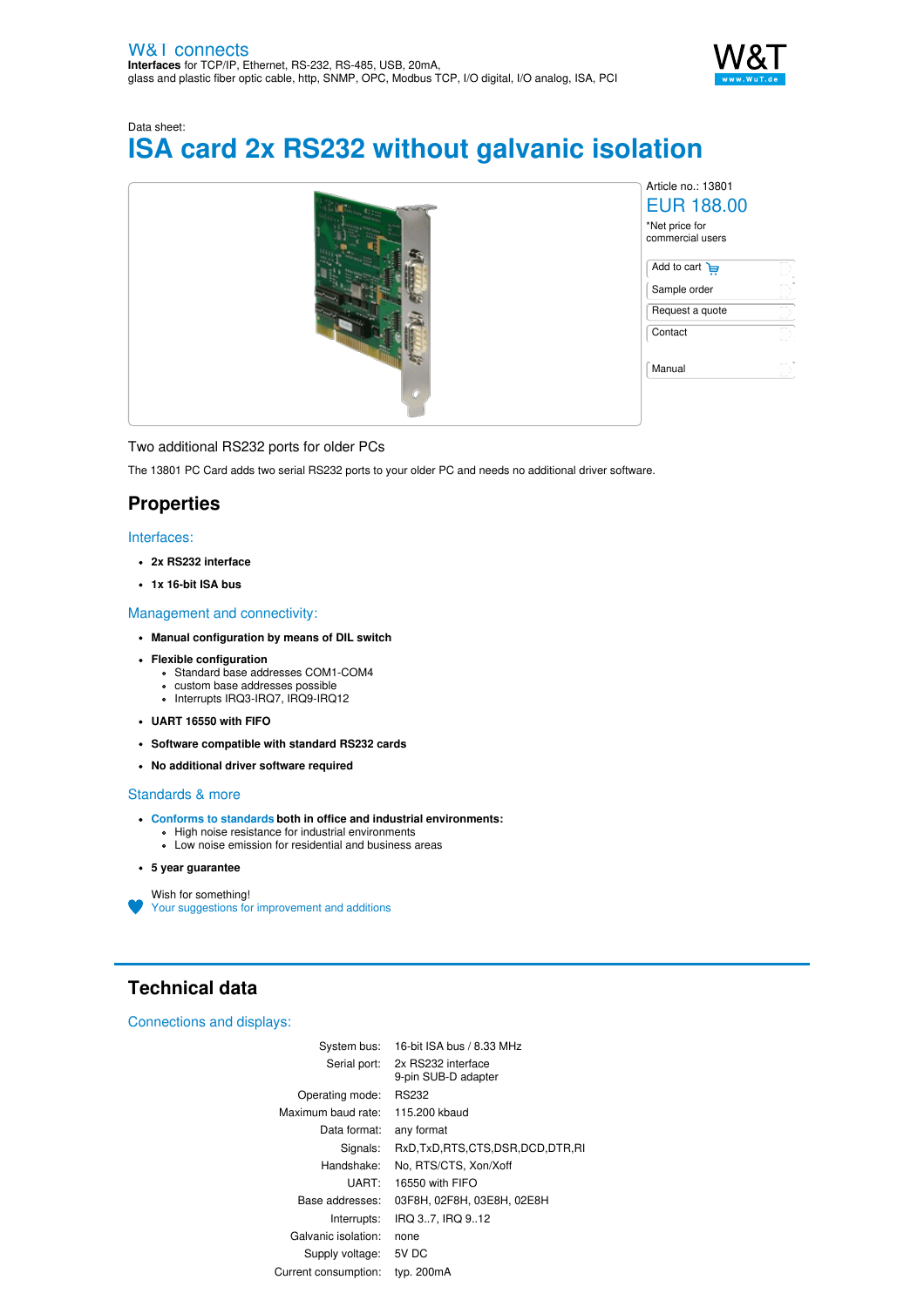W&T connects
**Interfaces** for TCP/IP, Ethernet, RS-232, RS-485, USB, 20mA, glass and plastic fiber optic cable, http, SNMP, OPC, Modbus TCP, I/O digital, I/O analog, ISA, PCI

Data sheet:

# ISA card 2x RS232 without galvanic isolation

Article no.: 13801

EUR 188.00

*Net price for commercial users

- Add to cart
- Sample order
- Request a quote
- Contact
- Manual

Two additional RS232 ports for older PCs

The 13801 PC Card adds two serial RS232 ports to your older PC and needs no additional driver software.

## Properties

### Interfaces:

- **2x RS232 interface**
- **1x 16-bit ISA bus**

### Management and connectivity:

- **Manual configuration by means of DIL switch**
- **Flexible configuration**
  - Standard base addresses COM1-COM4
  - custom base addresses possible
  - Interrupts IRQ3-IRQ7, IRQ9-IRQ12
- **UART 16550 with FIFO**
- **Software compatible with standard RS232 cards**
- **No additional driver software required**

### Standards & more

- **Conforms to standards both in office and industrial environments:**
  - High noise resistance for industrial environments
  - Low noise emission for residential and business areas
- **5 year guarantee**

Wish for something!
Your suggestions for improvement and additions

## Technical data

### Connections and displays:

| | |
|---|---|
| System bus: | 16-bit ISA bus / 8.33 MHz |
| Serial port: | 2x RS232 interface<br>9-pin SUB-D adapter |
| Operating mode: | RS232 |
| Maximum baud rate: | 115.200 kbaud |
| Data format: | any format |
| Signals: | RxD,TxD,RTS,CTS,DSR,DCD,DTR,RI |
| Handshake: | No, RTS/CTS, Xon/Xoff |
| UART: | 16550 with FIFO |
| Base addresses: | 03F8H, 02F8H, 03E8H, 02E8H |
| Interrupts: | IRQ 3..7, IRQ 9..12 |
| Galvanic isolation: | none |
| Supply voltage: | 5V DC |
| Current consumption: | typ. 200mA |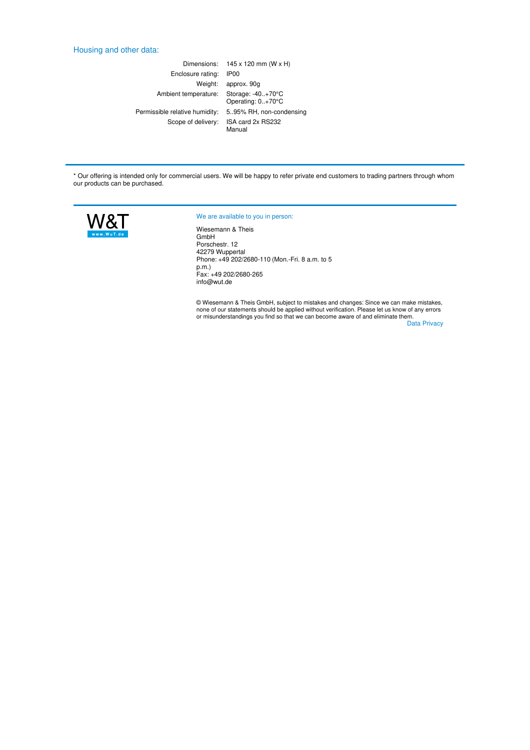## Housing and other data:

| | |
|---|---|
| Dimensions: | 145 x 120 mm (W x H) |
| Enclosure rating: | IP00 |
| Weight: | approx. 90g |
| Ambient temperature: | Storage: -40..+70°C<br>Operating: 0..+70°C |
| Permissible relative humidity: | 5..95% RH, non-condensing |
| Scope of delivery: | ISA card 2x RS232<br>Manual |

* Our offering is intended only for commercial users. We will be happy to refer private end customers to trading partners through whom our products can be purchased.

W&T
www.WuT.de

We are available to you in person:

Wiesemann & Theis GmbH
Porschestr. 12
42279 Wuppertal
Phone: +49 202/2680-110 (Mon.-Fri. 8 a.m. to 5 p.m.)
Fax: +49 202/2680-265
info@wut.de

© Wiesemann & Theis GmbH, subject to mistakes and changes: Since we can make mistakes, none of our statements should be applied without verification. Please let us know of any errors or misunderstandings you find so that we can become aware of and eliminate them.

Data Privacy